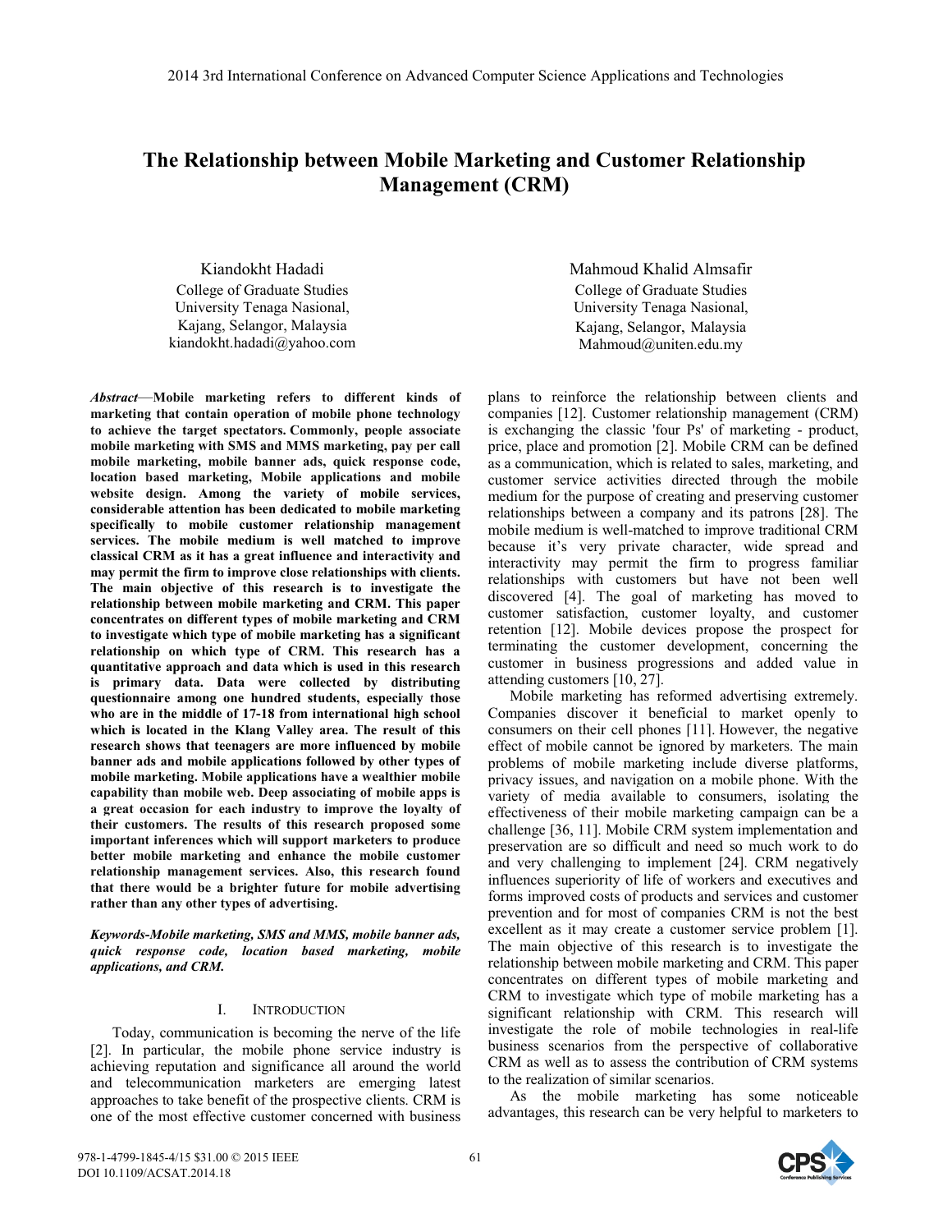# The Relationship between Mobile Marketing and Customer Relationship Management (CRM)

Kiandokht Hadadi
College of Graduate Studies
University Tenaga Nasional,
Kajang, Selangor, Malaysia
kiandokht.hadadi@yahoo.com

Mahmoud Khalid Almsafir
College of Graduate Studies
University Tenaga Nasional,
Kajang, Selangor, Malaysia
Mahmoud@uniten.edu.my

***Abstract*—Mobile marketing refers to different kinds of marketing that contain operation of mobile phone technology to achieve the target spectators. Commonly, people associate mobile marketing with SMS and MMS marketing, pay per call mobile marketing, mobile banner ads, quick response code, location based marketing, Mobile applications and mobile website design. Among the variety of mobile services, considerable attention has been dedicated to mobile marketing specifically to mobile customer relationship management services. The mobile medium is well matched to improve classical CRM as it has a great influence and interactivity and may permit the firm to improve close relationships with clients. The main objective of this research is to investigate the relationship between mobile marketing and CRM. This paper concentrates on different types of mobile marketing and CRM to investigate which type of mobile marketing has a significant relationship on which type of CRM. This research has a quantitative approach and data which is used in this research is primary data. Data were collected by distributing questionnaire among one hundred students, especially those who are in the middle of 17-18 from international high school which is located in the Klang Valley area. The result of this research shows that teenagers are more influenced by mobile banner ads and mobile applications followed by other types of mobile marketing. Mobile applications have a wealthier mobile capability than mobile web. Deep associating of mobile apps is a great occasion for each industry to improve the loyalty of their customers. The results of this research proposed some important inferences which will support marketers to produce better mobile marketing and enhance the mobile customer relationship management services. Also, this research found that there would be a brighter future for mobile advertising rather than any other types of advertising.**

***Keywords-Mobile marketing, SMS and MMS, mobile banner ads, quick response code, location based marketing, mobile applications, and CRM.***

## I. Introduction

Today, communication is becoming the nerve of the life [2]. In particular, the mobile phone service industry is achieving reputation and significance all around the world and telecommunication marketers are emerging latest approaches to take benefit of the prospective clients. CRM is one of the most effective customer concerned with business plans to reinforce the relationship between clients and companies [12]. Customer relationship management (CRM) is exchanging the classic 'four Ps' of marketing - product, price, place and promotion [2]. Mobile CRM can be defined as a communication, which is related to sales, marketing, and customer service activities directed through the mobile medium for the purpose of creating and preserving customer relationships between a company and its patrons [28]. The mobile medium is well-matched to improve traditional CRM because it's very private character, wide spread and interactivity may permit the firm to progress familiar relationships with customers but have not been well discovered [4]. The goal of marketing has moved to customer satisfaction, customer loyalty, and customer retention [12]. Mobile devices propose the prospect for terminating the customer development, concerning the customer in business progressions and added value in attending customers [10, 27].

Mobile marketing has reformed advertising extremely. Companies discover it beneficial to market openly to consumers on their cell phones [11]. However, the negative effect of mobile cannot be ignored by marketers. The main problems of mobile marketing include diverse platforms, privacy issues, and navigation on a mobile phone. With the variety of media available to consumers, isolating the effectiveness of their mobile marketing campaign can be a challenge [36, 11]. Mobile CRM system implementation and preservation are so difficult and need so much work to do and very challenging to implement [24]. CRM negatively influences superiority of life of workers and executives and forms improved costs of products and services and customer prevention and for most of companies CRM is not the best excellent as it may create a customer service problem [1]. The main objective of this research is to investigate the relationship between mobile marketing and CRM. This paper concentrates on different types of mobile marketing and CRM to investigate which type of mobile marketing has a significant relationship with CRM. This research will investigate the role of mobile technologies in real-life business scenarios from the perspective of collaborative CRM as well as to assess the contribution of CRM systems to the realization of similar scenarios.

As the mobile marketing has some noticeable advantages, this research can be very helpful to marketers to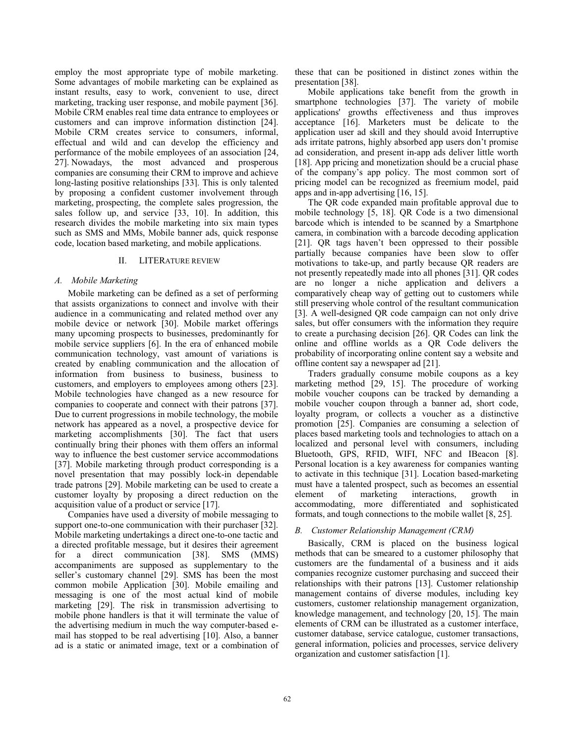employ the most appropriate type of mobile marketing. Some advantages of mobile marketing can be explained as instant results, easy to work, convenient to use, direct marketing, tracking user response, and mobile payment [36]. Mobile CRM enables real time data entrance to employees or customers and can improve information distinction [24]. Mobile CRM creates service to consumers, informal, effectual and wild and can develop the efficiency and performance of the mobile employees of an association [24, 27]. Nowadays, the most advanced and prosperous companies are consuming their CRM to improve and achieve long-lasting positive relationships [33]. This is only talented by proposing a confident customer involvement through marketing, prospecting, the complete sales progression, the sales follow up, and service [33, 10]. In addition, this research divides the mobile marketing into six main types such as SMS and MMs, Mobile banner ads, quick response code, location based marketing, and mobile applications.

## II. LITERATURE REVIEW

### A. Mobile Marketing

Mobile marketing can be defined as a set of performing that assists organizations to connect and involve with their audience in a communicating and related method over any mobile device or network [30]. Mobile market offerings many upcoming prospects to businesses, predominantly for mobile service suppliers [6]. In the era of enhanced mobile communication technology, vast amount of variations is created by enabling communication and the allocation of information from business to business, business to customers, and employers to employees among others [23]. Mobile technologies have changed as a new resource for companies to cooperate and connect with their patrons [37]. Due to current progressions in mobile technology, the mobile network has appeared as a novel, a prospective device for marketing accomplishments [30]. The fact that users continually bring their phones with them offers an informal way to influence the best customer service accommodations [37]. Mobile marketing through product corresponding is a novel presentation that may possibly lock-in dependable trade patrons [29]. Mobile marketing can be used to create a customer loyalty by proposing a direct reduction on the acquisition value of a product or service [17].

Companies have used a diversity of mobile messaging to support one-to-one communication with their purchaser [32]. Mobile marketing undertakings a direct one-to-one tactic and a directed profitable message, but it desires their agreement for a direct communication [38]. SMS (MMS) accompaniments are supposed as supplementary to the seller's customary channel [29]. SMS has been the most common mobile Application [30]. Mobile emailing and messaging is one of the most actual kind of mobile marketing [29]. The risk in transmission advertising to mobile phone handlers is that it will terminate the value of the advertising medium in much the way computer-based e-mail has stopped to be real advertising [10]. Also, a banner ad is a static or animated image, text or a combination of these that can be positioned in distinct zones within the presentation [38].

Mobile applications take benefit from the growth in smartphone technologies [37]. The variety of mobile applications' growths effectiveness and thus improves acceptance [16]. Marketers must be delicate to the application user ad skill and they should avoid Interruptive ads irritate patrons, highly absorbed app users don't promise ad consideration, and present in-app ads deliver little worth [18]. App pricing and monetization should be a crucial phase of the company's app policy. The most common sort of pricing model can be recognized as freemium model, paid apps and in-app advertising [16, 15].

The QR code expanded main profitable approval due to mobile technology [5, 18]. QR Code is a two dimensional barcode which is intended to be scanned by a Smartphone camera, in combination with a barcode decoding application [21]. QR tags haven't been oppressed to their possible partially because companies have been slow to offer motivations to take-up, and partly because QR readers are not presently repeatedly made into all phones [31]. QR codes are no longer a niche application and delivers a comparatively cheap way of getting out to customers while still preserving whole control of the resultant communication [3]. A well-designed QR code campaign can not only drive sales, but offer consumers with the information they require to create a purchasing decision [26]. QR Codes can link the online and offline worlds as a QR Code delivers the probability of incorporating online content say a website and offline content say a newspaper ad [21].

Traders gradually consume mobile coupons as a key marketing method [29, 15]. The procedure of working mobile voucher coupons can be tracked by demanding a mobile voucher coupon through a banner ad, short code, loyalty program, or collects a voucher as a distinctive promotion [25]. Companies are consuming a selection of places based marketing tools and technologies to attach on a localized and personal level with consumers, including Bluetooth, GPS, RFID, WIFI, NFC and IBeacon [8]. Personal location is a key awareness for companies wanting to activate in this technique [31]. Location based-marketing must have a talented prospect, such as becomes an essential element of marketing interactions, growth in accommodating, more differentiated and sophisticated formats, and tough connections to the mobile wallet [8, 25].

### B. Customer Relationship Management (CRM)

Basically, CRM is placed on the business logical methods that can be smeared to a customer philosophy that customers are the fundamental of a business and it aids companies recognize customer purchasing and succeed their relationships with their patrons [13]. Customer relationship management contains of diverse modules, including key customers, customer relationship management organization, knowledge management, and technology [20, 15]. The main elements of CRM can be illustrated as a customer interface, customer database, service catalogue, customer transactions, general information, policies and processes, service delivery organization and customer satisfaction [1].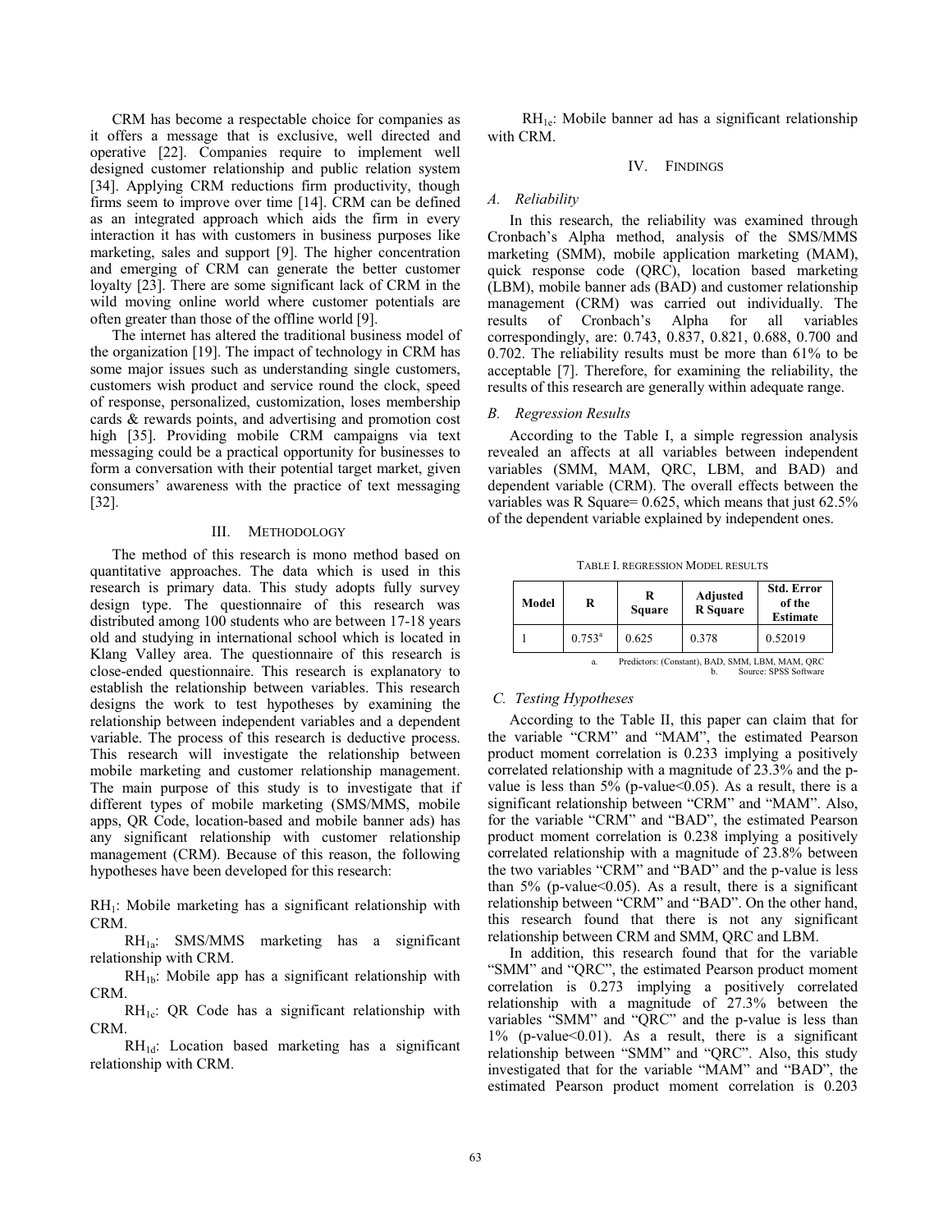CRM has become a respectable choice for companies as it offers a message that is exclusive, well directed and operative [22]. Companies require to implement well designed customer relationship and public relation system [34]. Applying CRM reductions firm productivity, though firms seem to improve over time [14]. CRM can be defined as an integrated approach which aids the firm in every interaction it has with customers in business purposes like marketing, sales and support [9]. The higher concentration and emerging of CRM can generate the better customer loyalty [23]. There are some significant lack of CRM in the wild moving online world where customer potentials are often greater than those of the offline world [9].

The internet has altered the traditional business model of the organization [19]. The impact of technology in CRM has some major issues such as understanding single customers, customers wish product and service round the clock, speed of response, personalized, customization, loses membership cards & rewards points, and advertising and promotion cost high [35]. Providing mobile CRM campaigns via text messaging could be a practical opportunity for businesses to form a conversation with their potential target market, given consumers' awareness with the practice of text messaging [32].

## III. Methodology

The method of this research is mono method based on quantitative approaches. The data which is used in this research is primary data. This study adopts fully survey design type. The questionnaire of this research was distributed among 100 students who are between 17-18 years old and studying in international school which is located in Klang Valley area. The questionnaire of this research is close-ended questionnaire. This research is explanatory to establish the relationship between variables. This research designs the work to test hypotheses by examining the relationship between independent variables and a dependent variable. The process of this research is deductive process. This research will investigate the relationship between mobile marketing and customer relationship management. The main purpose of this study is to investigate that if different types of mobile marketing (SMS/MMS, mobile apps, QR Code, location-based and mobile banner ads) has any significant relationship with customer relationship management (CRM). Because of this reason, the following hypotheses have been developed for this research:

$RH_1$: Mobile marketing has a significant relationship with CRM.

$RH_{1a}$: SMS/MMS marketing has a significant relationship with CRM.

$RH_{1b}$: Mobile app has a significant relationship with CRM.

$RH_{1c}$: QR Code has a significant relationship with CRM.

$RH_{1d}$: Location based marketing has a significant relationship with CRM.

$RH_{1e}$: Mobile banner ad has a significant relationship with CRM.

## IV. Findings

### A. Reliability

In this research, the reliability was examined through Cronbach's Alpha method, analysis of the SMS/MMS marketing (SMM), mobile application marketing (MAM), quick response code (QRC), location based marketing (LBM), mobile banner ads (BAD) and customer relationship management (CRM) was carried out individually. The results of Cronbach's Alpha for all variables correspondingly, are: 0.743, 0.837, 0.821, 0.688, 0.700 and 0.702. The reliability results must be more than 61% to be acceptable [7]. Therefore, for examining the reliability, the results of this research are generally within adequate range.

### B. Regression Results

According to the Table I, a simple regression analysis revealed an affects at all variables between independent variables (SMM, MAM, QRC, LBM, and BAD) and dependent variable (CRM). The overall effects between the variables was R Square= 0.625, which means that just 62.5% of the dependent variable explained by independent ones.

TABLE I. REGRESSION MODEL RESULTS

| Model | R | R Square | Adjusted R Square | Std. Error of the Estimate |
|---|---|---|---|---|
| 1 | 0.753[a] | 0.625 | 0.378 | 0.52019 |

a. Predictors: (Constant), BAD, SMM, LBM, MAM, QRC

b. Source: SPSS Software

### C. Testing Hypotheses

According to the Table II, this paper can claim that for the variable "CRM" and "MAM", the estimated Pearson product moment correlation is 0.233 implying a positively correlated relationship with a magnitude of 23.3% and the p-value is less than 5% (p-value<0.05). As a result, there is a significant relationship between "CRM" and "MAM". Also, for the variable "CRM" and "BAD", the estimated Pearson product moment correlation is 0.238 implying a positively correlated relationship with a magnitude of 23.8% between the two variables "CRM" and "BAD" and the p-value is less than 5% (p-value<0.05). As a result, there is a significant relationship between "CRM" and "BAD". On the other hand, this research found that there is not any significant relationship between CRM and SMM, QRC and LBM.

In addition, this research found that for the variable "SMM" and "QRC", the estimated Pearson product moment correlation is 0.273 implying a positively correlated relationship with a magnitude of 27.3% between the variables "SMM" and "QRC" and the p-value is less than 1% (p-value<0.01). As a result, there is a significant relationship between "SMM" and "QRC". Also, this study investigated that for the variable "MAM" and "BAD", the estimated Pearson product moment correlation is 0.203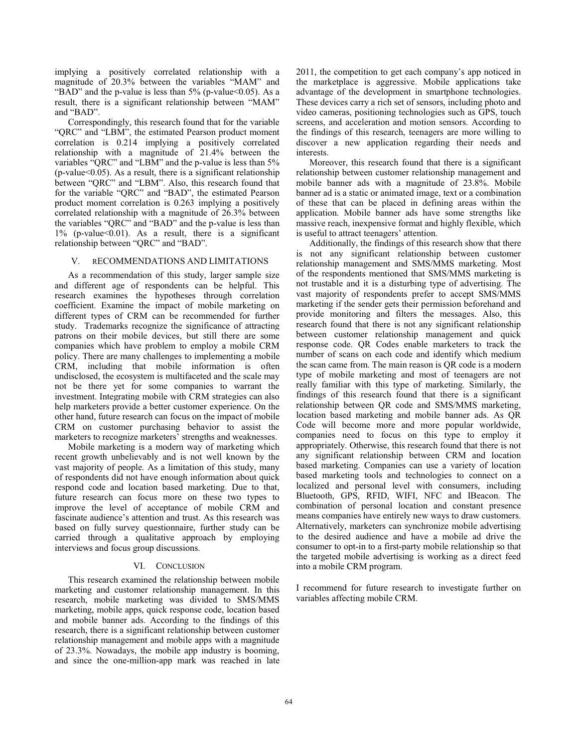implying a positively correlated relationship with a magnitude of 20.3% between the variables "MAM" and "BAD" and the p-value is less than 5% (p-value<0.05). As a result, there is a significant relationship between "MAM" and "BAD".

Correspondingly, this research found that for the variable "QRC" and "LBM", the estimated Pearson product moment correlation is 0.214 implying a positively correlated relationship with a magnitude of 21.4% between the variables "QRC" and "LBM" and the p-value is less than 5% (p-value<0.05). As a result, there is a significant relationship between "QRC" and "LBM". Also, this research found that for the variable "QRC" and "BAD", the estimated Pearson product moment correlation is 0.263 implying a positively correlated relationship with a magnitude of 26.3% between the variables "QRC" and "BAD" and the p-value is less than 1% (p-value<0.01). As a result, there is a significant relationship between "QRC" and "BAD".

## V. RECOMMENDATIONS AND LIMITATIONS

As a recommendation of this study, larger sample size and different age of respondents can be helpful. This research examines the hypotheses through correlation coefficient. Examine the impact of mobile marketing on different types of CRM can be recommended for further study. Trademarks recognize the significance of attracting patrons on their mobile devices, but still there are some companies which have problem to employ a mobile CRM policy. There are many challenges to implementing a mobile CRM, including that mobile information is often undisclosed, the ecosystem is multifaceted and the scale may not be there yet for some companies to warrant the investment. Integrating mobile with CRM strategies can also help marketers provide a better customer experience. On the other hand, future research can focus on the impact of mobile CRM on customer purchasing behavior to assist the marketers to recognize marketers' strengths and weaknesses.

Mobile marketing is a modern way of marketing which recent growth unbelievably and is not well known by the vast majority of people. As a limitation of this study, many of respondents did not have enough information about quick respond code and location based marketing. Due to that, future research can focus more on these two types to improve the level of acceptance of mobile CRM and fascinate audience's attention and trust. As this research was based on fully survey questionnaire, further study can be carried through a qualitative approach by employing interviews and focus group discussions.

## VI. CONCLUSION

This research examined the relationship between mobile marketing and customer relationship management. In this research, mobile marketing was divided to SMS/MMS marketing, mobile apps, quick response code, location based and mobile banner ads. According to the findings of this research, there is a significant relationship between customer relationship management and mobile apps with a magnitude of 23.3%. Nowadays, the mobile app industry is booming, and since the one-million-app mark was reached in late 2011, the competition to get each company's app noticed in the marketplace is aggressive. Mobile applications take advantage of the development in smartphone technologies. These devices carry a rich set of sensors, including photo and video cameras, positioning technologies such as GPS, touch screens, and acceleration and motion sensors. According to the findings of this research, teenagers are more willing to discover a new application regarding their needs and interests.

Moreover, this research found that there is a significant relationship between customer relationship management and mobile banner ads with a magnitude of 23.8%. Mobile banner ad is a static or animated image, text or a combination of these that can be placed in defining areas within the application. Mobile banner ads have some strengths like massive reach, inexpensive format and highly flexible, which is useful to attract teenagers' attention.

Additionally, the findings of this research show that there is not any significant relationship between customer relationship management and SMS/MMS marketing. Most of the respondents mentioned that SMS/MMS marketing is not trustable and it is a disturbing type of advertising. The vast majority of respondents prefer to accept SMS/MMS marketing if the sender gets their permission beforehand and provide monitoring and filters the messages. Also, this research found that there is not any significant relationship between customer relationship management and quick response code. QR Codes enable marketers to track the number of scans on each code and identify which medium the scan came from. The main reason is QR code is a modern type of mobile marketing and most of teenagers are not really familiar with this type of marketing. Similarly, the findings of this research found that there is a significant relationship between QR code and SMS/MMS marketing, location based marketing and mobile banner ads. As QR Code will become more and more popular worldwide, companies need to focus on this type to employ it appropriately. Otherwise, this research found that there is not any significant relationship between CRM and location based marketing. Companies can use a variety of location based marketing tools and technologies to connect on a localized and personal level with consumers, including Bluetooth, GPS, RFID, WIFI, NFC and IBeacon. The combination of personal location and constant presence means companies have entirely new ways to draw customers. Alternatively, marketers can synchronize mobile advertising to the desired audience and have a mobile ad drive the consumer to opt-in to a first-party mobile relationship so that the targeted mobile advertising is working as a direct feed into a mobile CRM program.

I recommend for future research to investigate further on variables affecting mobile CRM.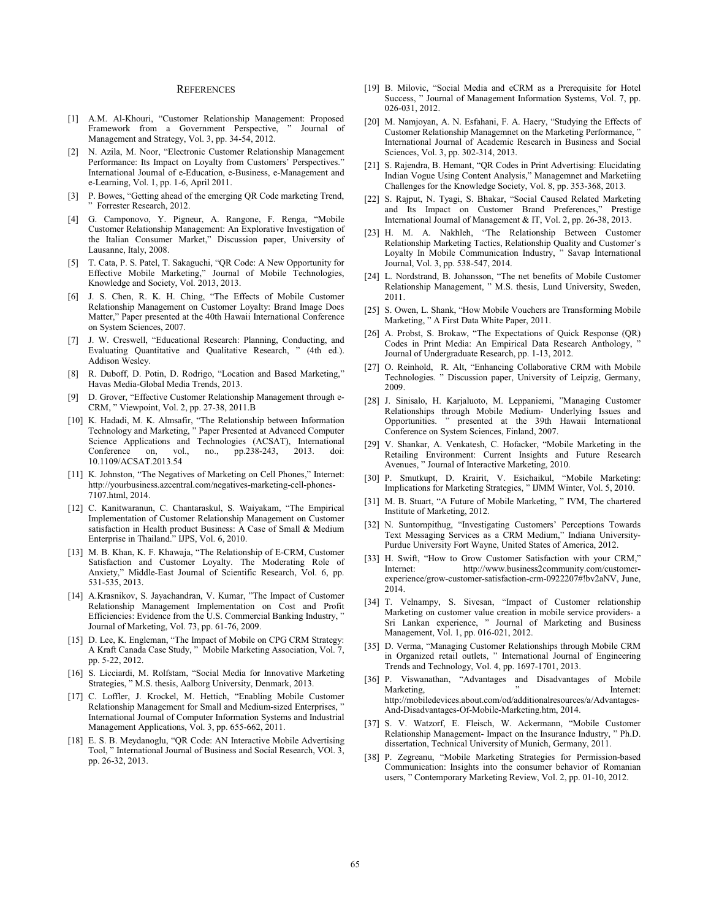## REFERENCES

[1] A.M. Al-Khouri, "Customer Relationship Management: Proposed Framework from a Government Perspective, " Journal of Management and Strategy, Vol. 3, pp. 34-54, 2012.

[2] N. Azila, M. Noor, "Electronic Customer Relationship Management Performance: Its Impact on Loyalty from Customers' Perspectives." International Journal of e-Education, e-Business, e-Management and e-Learning, Vol. 1, pp. 1-6, April 2011.

[3] P. Bowes, "Getting ahead of the emerging QR Code marketing Trend, " Forrester Research, 2012.

[4] G. Camponovo, Y. Pigneur, A. Rangone, F. Renga, "Mobile Customer Relationship Management: An Explorative Investigation of the Italian Consumer Market," Discussion paper, University of Lausanne, Italy, 2008.

[5] T. Cata, P. S. Patel, T. Sakaguchi, "QR Code: A New Opportunity for Effective Mobile Marketing," Journal of Mobile Technologies, Knowledge and Society, Vol. 2013, 2013.

[6] J. S. Chen, R. K. H. Ching, "The Effects of Mobile Customer Relationship Management on Customer Loyalty: Brand Image Does Matter," Paper presented at the 40th Hawaii International Conference on System Sciences, 2007.

[7] J. W. Creswell, "Educational Research: Planning, Conducting, and Evaluating Quantitative and Qualitative Research, " (4th ed.). Addison Wesley.

[8] R. Duboff, D. Potin, D. Rodrigo, "Location and Based Marketing," Havas Media-Global Media Trends, 2013.

[9] D. Grover, "Effective Customer Relationship Management through e-CRM, " Viewpoint, Vol. 2, pp. 27-38, 2011.B

[10] K. Hadadi, M. K. Almsafir, "The Relationship between Information Technology and Marketing, " Paper Presented at Advanced Computer Science Applications and Technologies (ACSAT), International Conference on, vol., no., pp.238-243, 2013. doi: 10.1109/ACSAT.2013.54

[11] K. Johnston, "The Negatives of Marketing on Cell Phones," Internet: http://yourbusiness.azcentral.com/negatives-marketing-cell-phones-7107.html, 2014.

[12] C. Kanitwaranun, C. Chantaraskul, S. Waiyakam, "The Empirical Implementation of Customer Relationship Management on Customer satisfaction in Health product Business: A Case of Small & Medium Enterprise in Thailand." IJPS, Vol. 6, 2010.

[13] M. B. Khan, K. F. Khawaja, "The Relationship of E-CRM, Customer Satisfaction and Customer Loyalty. The Moderating Role of Anxiety," Middle-East Journal of Scientific Research, Vol. 6, pp. 531-535, 2013.

[14] A.Krasnikov, S. Jayachandran, V. Kumar, "The Impact of Customer Relationship Management Implementation on Cost and Profit Efficiencies: Evidence from the U.S. Commercial Banking Industry, " Journal of Marketing, Vol. 73, pp. 61-76, 2009.

[15] D. Lee, K. Engleman, "The Impact of Mobile on CPG CRM Strategy: A Kraft Canada Case Study, " Mobile Marketing Association, Vol. 7, pp. 5-22, 2012.

[16] S. Licciardi, M. Rolfstam, "Social Media for Innovative Marketing Strategies, " M.S. thesis, Aalborg University, Denmark, 2013.

[17] C. Loffler, J. Krockel, M. Hettich, "Enabling Mobile Customer Relationship Management for Small and Medium-sized Enterprises, " International Journal of Computer Information Systems and Industrial Management Applications, Vol. 3, pp. 655-662, 2011.

[18] E. S. B. Meydanoglu, "QR Code: AN Interactive Mobile Advertising Tool, " International Journal of Business and Social Research, VOl. 3, pp. 26-32, 2013.

[19] B. Milovic, "Social Media and eCRM as a Prerequisite for Hotel Success, " Journal of Management Information Systems, Vol. 7, pp. 026-031, 2012.

[20] M. Namjoyan, A. N. Esfahani, F. A. Haery, "Studying the Effects of Customer Relationship Managemnet on the Marketing Performance, " International Journal of Academic Research in Business and Social Sciences, Vol. 3, pp. 302-314, 2013.

[21] S. Rajendra, B. Hemant, "QR Codes in Print Advertising: Elucidating Indian Vogue Using Content Analysis," Managemnet and Marketiing Challenges for the Knowledge Society, Vol. 8, pp. 353-368, 2013.

[22] S. Rajput, N. Tyagi, S. Bhakar, "Social Caused Related Marketing and Its Impact on Customer Brand Preferences," Prestige International Journal of Management & IT, Vol. 2, pp. 26-38, 2013.

[23] H. M. A. Nakhleh, "The Relationship Between Customer Relationship Marketing Tactics, Relationship Quality and Customer's Loyalty In Mobile Communication Industry, " Savap International Journal, Vol. 3, pp. 538-547, 2014.

[24] L. Nordstrand, B. Johansson, "The net benefits of Mobile Customer Relationship Management, " M.S. thesis, Lund University, Sweden, 2011.

[25] S. Owen, L. Shank, "How Mobile Vouchers are Transforming Mobile Marketing, " A First Data White Paper, 2011.

[26] A. Probst, S. Brokaw, "The Expectations of Quick Response (QR) Codes in Print Media: An Empirical Data Research Anthology, " Journal of Undergraduate Research, pp. 1-13, 2012.

[27] O. Reinhold, R. Alt, "Enhancing Collaborative CRM with Mobile Technologies. " Discussion paper, University of Leipzig, Germany, 2009.

[28] J. Sinisalo, H. Karjaluoto, M. Leppaniemi, "Managing Customer Relationships through Mobile Medium- Underlying Issues and Opportunities. " presented at the 39th Hawaii International Conference on System Sciences, Finland, 2007.

[29] V. Shankar, A. Venkatesh, C. Hofacker, "Mobile Marketing in the Retailing Environment: Current Insights and Future Research Avenues, " Journal of Interactive Marketing, 2010.

[30] P. Smutkupt, D. Krairit, V. Esichaikul, "Mobile Marketing: Implications for Marketing Strategies, " IJMM Winter, Vol. 5, 2010.

[31] M. B. Stuart, "A Future of Mobile Marketing, " IVM, The chartered Institute of Marketing, 2012.

[32] N. Suntornpithug, "Investigating Customers' Perceptions Towards Text Messaging Services as a CRM Medium," Indiana University-Purdue University Fort Wayne, United States of America, 2012.

[33] H. Swift, "How to Grow Customer Satisfaction with your CRM," Internet: http://www.business2community.com/customer-experience/grow-customer-satisfaction-crm-0922207#!bv2aNV, June, 2014.

[34] T. Velnampy, S. Sivesan, "Impact of Customer relationship Marketing on customer value creation in mobile service providers- a Sri Lankan experience, " Journal of Marketing and Business Management, Vol. 1, pp. 016-021, 2012.

[35] D. Verma, "Managing Customer Relationships through Mobile CRM in Organized retail outlets, " International Journal of Engineering Trends and Technology, Vol. 4, pp. 1697-1701, 2013.

[36] P. Viswanathan, "Advantages and Disadvantages of Mobile Marketing, " Internet: http://mobiledevices.about.com/od/additionalresources/a/Advantages-And-Disadvantages-Of-Mobile-Marketing.htm, 2014.

[37] S. V. Watzorf, E. Fleisch, W. Ackermann, "Mobile Customer Relationship Management- Impact on the Insurance Industry, " Ph.D. dissertation, Technical University of Munich, Germany, 2011.

[38] P. Zegreanu, "Mobile Marketing Strategies for Permission-based Communication: Insights into the consumer behavior of Romanian users, " Contemporary Marketing Review, Vol. 2, pp. 01-10, 2012.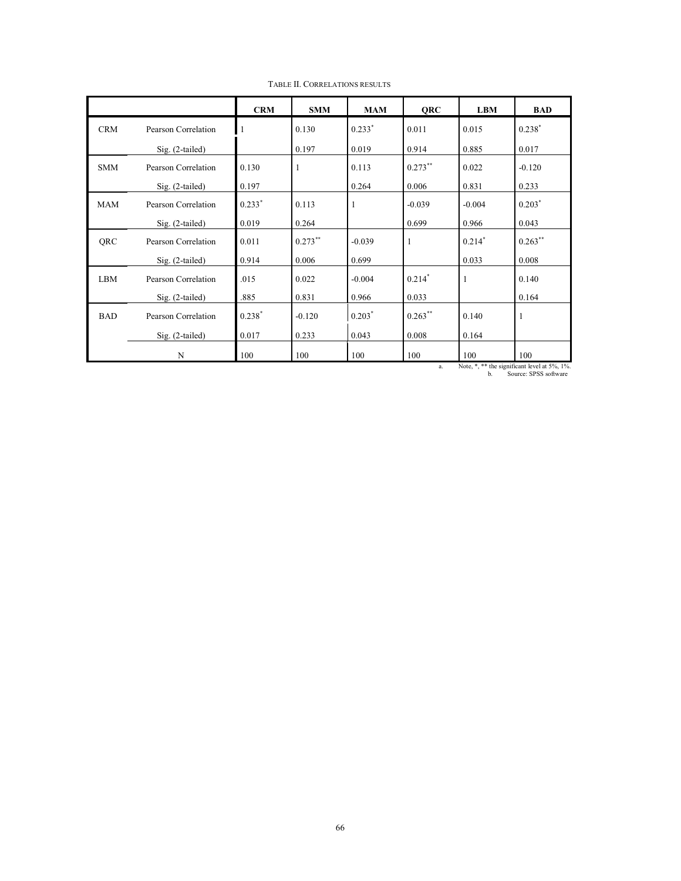TABLE II. CORRELATIONS RESULTS

| | | CRM | SMM | MAM | QRC | LBM | BAD |
|---|---|---|---|---|---|---|---|
| CRM | Pearson Correlation | 1 | 0.130 | 0.233* | 0.011 | 0.015 | 0.238* |
| | Sig. (2-tailed) | | 0.197 | 0.019 | 0.914 | 0.885 | 0.017 |
| SMM | Pearson Correlation | 0.130 | 1 | 0.113 | 0.273** | 0.022 | -0.120 |
| | Sig. (2-tailed) | 0.197 | | 0.264 | 0.006 | 0.831 | 0.233 |
| MAM | Pearson Correlation | 0.233* | 0.113 | 1 | -0.039 | -0.004 | 0.203* |
| | Sig. (2-tailed) | 0.019 | 0.264 | | 0.699 | 0.966 | 0.043 |
| QRC | Pearson Correlation | 0.011 | 0.273** | -0.039 | 1 | 0.214* | 0.263** |
| | Sig. (2-tailed) | 0.914 | 0.006 | 0.699 | | 0.033 | 0.008 |
| LBM | Pearson Correlation | .015 | 0.022 | -0.004 | 0.214* | 1 | 0.140 |
| | Sig. (2-tailed) | .885 | 0.831 | 0.966 | 0.033 | | 0.164 |
| BAD | Pearson Correlation | 0.238* | -0.120 | 0.203* | 0.263** | 0.140 | 1 |
| | Sig. (2-tailed) | 0.017 | 0.233 | 0.043 | 0.008 | 0.164 | |
| | N | 100 | 100 | 100 | 100 | 100 | 100 |

a. Note, *, ** the significant level at 5%, 1%.

b. Source: SPSS software